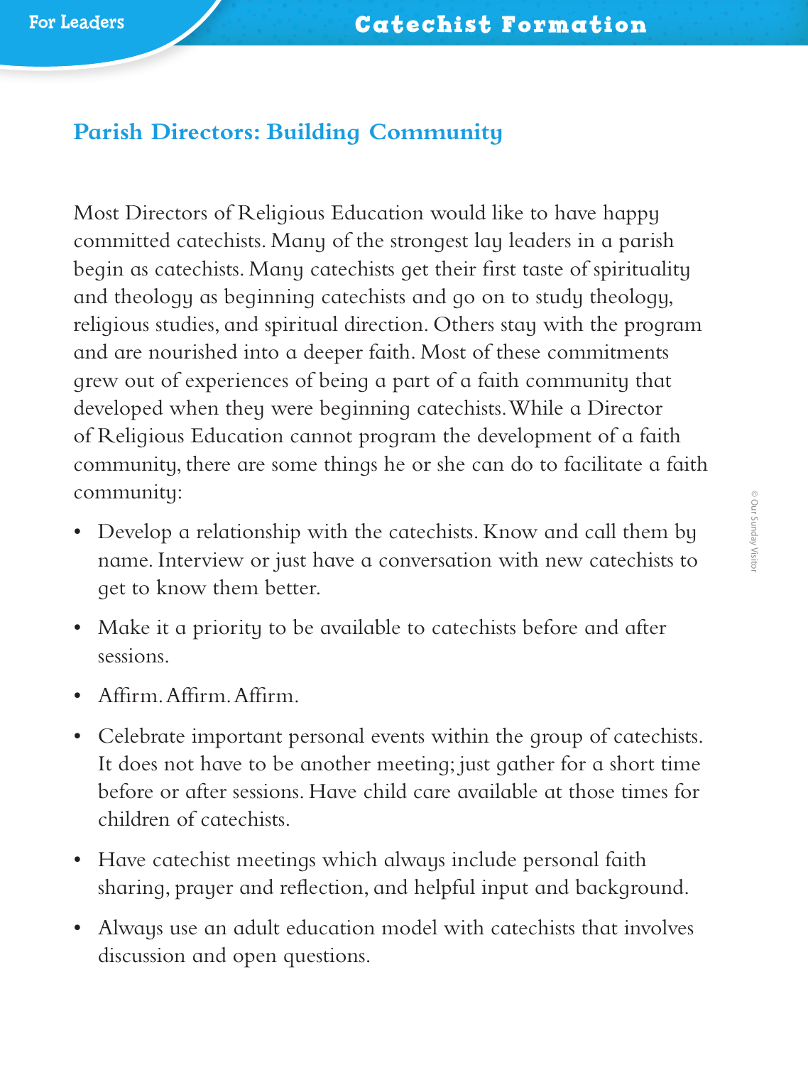## Parish Directors: Building Community

Most Directors of Religious Education would like to have happy committed catechists. Many of the strongest lay leaders in a parish begin as catechists. Many catechists get their first taste of spirituality and theology as beginning catechists and go on to study theology, religious studies, and spiritual direction. Others stay with the program and are nourished into a deeper faith. Most of these commitments grew out of experiences of being a part of a faith community that developed when they were beginning catechists. While a Director of Religious Education cannot program the development of a faith community, there are some things he or she can do to facilitate a faith community:

- Develop a relationship with the catechists. Know and call them by name. Interview or just have a conversation with new catechists to get to know them better.
- Make it a priority to be available to catechists before and after sessions.
- Affirm. Affirm. Affirm.
- Celebrate important personal events within the group of catechists. It does not have to be another meeting; just gather for a short time before or after sessions. Have child care available at those times for children of catechists.
- Have catechist meetings which always include personal faith sharing, prayer and reflection, and helpful input and background.
- Always use an adult education model with catechists that involves discussion and open questions.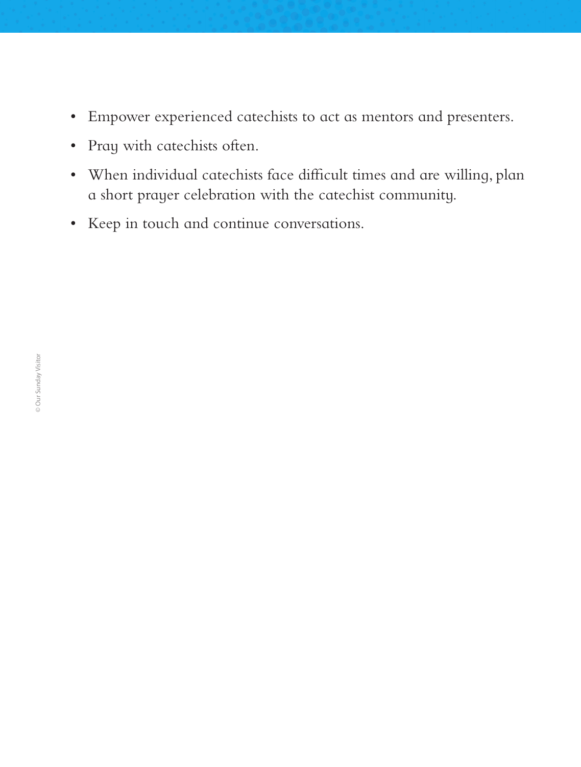- Empower experienced catechists to act as mentors and presenters.
- Pray with catechists often.
- When individual catechists face difficult times and are willing, plan a short prayer celebration with the catechist community.
- Keep in touch and continue conversations.